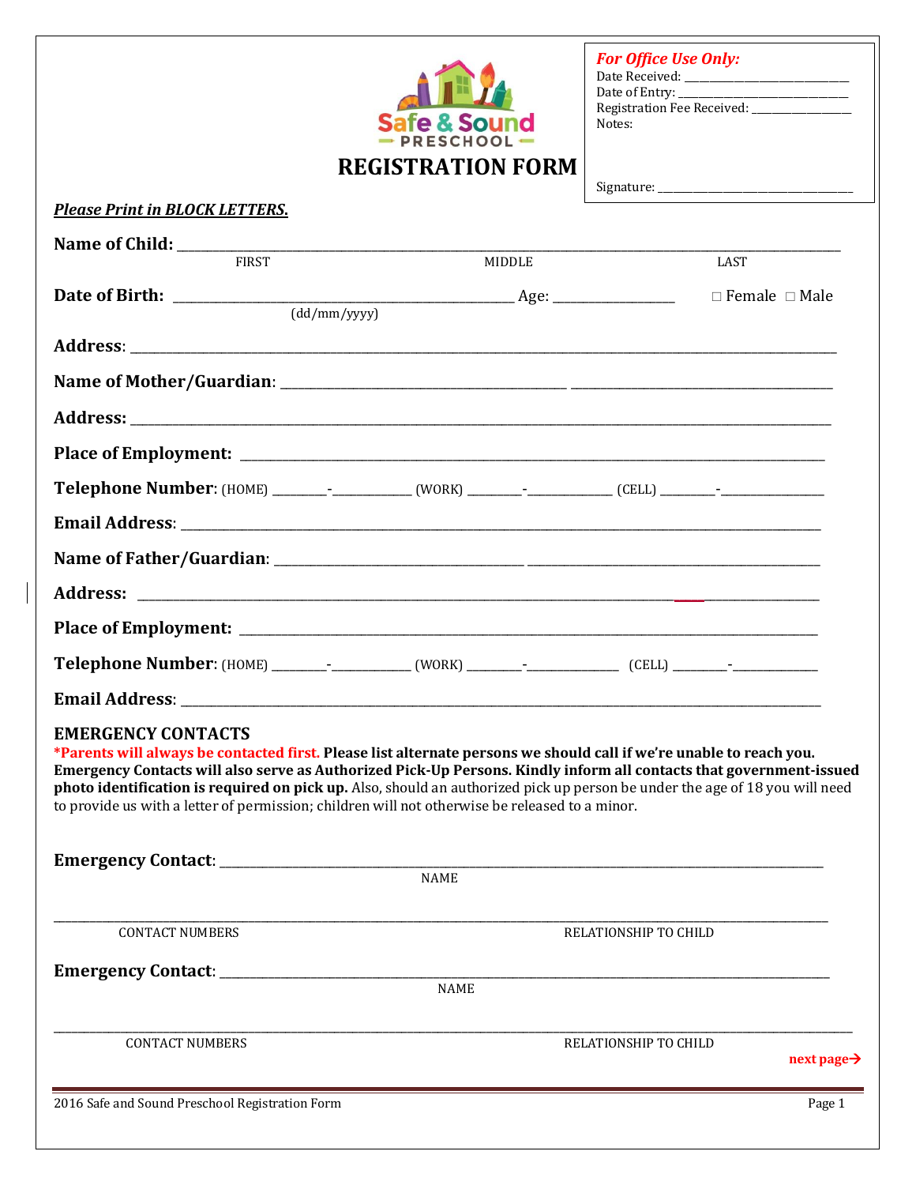Safe & Sound PRESCHOOL

# REGISTRATION FORM

***For Office Use Only:***
Date Received: ____________________________
Date of Entry: ____________________________
Registration Fee Received: ________________
Notes:

Signature: _________________________________

***Please Print in BLOCK LETTERS.***

**Name of Child:** ______________________________________________________________________________
FIRST MIDDLE LAST

**Date of Birth:** ________________________________________ Age: _______________ ☐ Female ☐ Male
(dd/mm/yyyy)

**Address**: ____________________________________________________________________________________

**Name of Mother/Guardian**: ___________________________________ ___________________________________

**Address:** ____________________________________________________________________________________

**Place of Employment:** _________________________________________________________________________

**Telephone Number**: (HOME) ________-___________ (WORK) ________-___________ (CELL) ________-___________

**Email Address**: ______________________________________________________________________________

**Name of Father/Guardian**: ___________________________________ ___________________________________

**Address:** ____________________________________________________________________________________

**Place of Employment:** _________________________________________________________________________

**Telephone Number**: (HOME) ________-___________ (WORK) ________-___________ (CELL) ________-___________

**Email Address**: ______________________________________________________________________________

## EMERGENCY CONTACTS

**\*Parents will always be contacted first. Please list alternate persons we should call if we're unable to reach you. Emergency Contacts will also serve as Authorized Pick-Up Persons. Kindly inform all contacts that government-issued photo identification is required on pick up.** Also, should an authorized pick up person be under the age of 18 you will need to provide us with a letter of permission; children will not otherwise be released to a minor.

**Emergency Contact**: __________________________________________________________________________
NAME

________________________________________________________________________________________________
CONTACT NUMBERS RELATIONSHIP TO CHILD

**Emergency Contact**: __________________________________________________________________________
NAME

________________________________________________________________________________________________
CONTACT NUMBERS RELATIONSHIP TO CHILD

**next page→**

2016 Safe and Sound Preschool Registration Form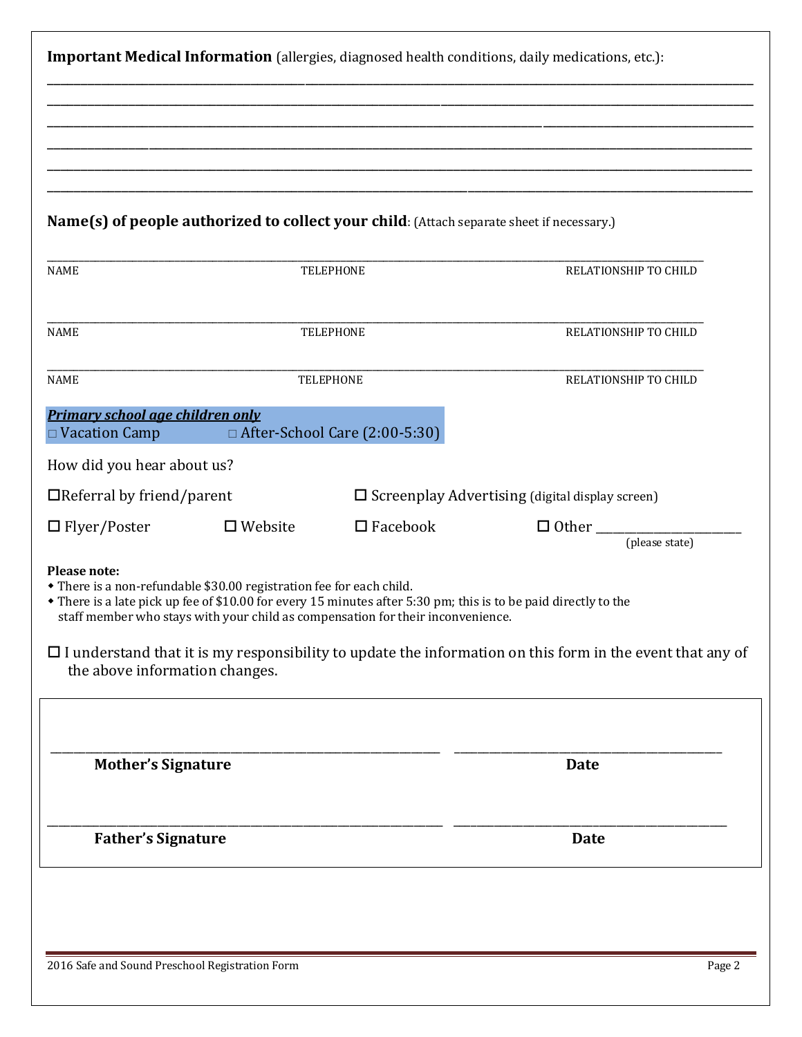**Important Medical Information** (allergies, diagnosed health conditions, daily medications, etc.):

\_\_\_\_\_\_\_\_\_\_\_\_\_\_\_\_\_\_\_\_\_\_\_\_\_\_\_\_\_\_\_\_\_\_\_\_\_\_\_\_\_\_\_\_\_\_\_\_\_\_\_\_\_\_\_\_\_\_\_\_\_\_\_\_\_\_\_\_\_\_\_\_\_\_\_\_

\_\_\_\_\_\_\_\_\_\_\_\_\_\_\_\_\_\_\_\_\_\_\_\_\_\_\_\_\_\_\_\_\_\_\_\_\_\_\_\_\_\_\_\_\_\_\_\_\_\_\_\_\_\_\_\_\_\_\_\_\_\_\_\_\_\_\_\_\_\_\_\_\_\_\_\_

\_\_\_\_\_\_\_\_\_\_\_\_\_\_\_\_\_\_\_\_\_\_\_\_\_\_\_\_\_\_\_\_\_\_\_\_\_\_\_\_\_\_\_\_\_\_\_\_\_\_\_\_\_\_\_\_\_\_\_\_\_\_\_\_\_\_\_\_\_\_\_\_\_\_\_\_

\_\_\_\_\_\_\_\_\_\_\_\_\_\_\_\_\_\_\_\_\_\_\_\_\_\_\_\_\_\_\_\_\_\_\_\_\_\_\_\_\_\_\_\_\_\_\_\_\_\_\_\_\_\_\_\_\_\_\_\_\_\_\_\_\_\_\_\_\_\_\_\_\_\_\_\_

\_\_\_\_\_\_\_\_\_\_\_\_\_\_\_\_\_\_\_\_\_\_\_\_\_\_\_\_\_\_\_\_\_\_\_\_\_\_\_\_\_\_\_\_\_\_\_\_\_\_\_\_\_\_\_\_\_\_\_\_\_\_\_\_\_\_\_\_\_\_\_\_\_\_\_\_

\_\_\_\_\_\_\_\_\_\_\_\_\_\_\_\_\_\_\_\_\_\_\_\_\_\_\_\_\_\_\_\_\_\_\_\_\_\_\_\_\_\_\_\_\_\_\_\_\_\_\_\_\_\_\_\_\_\_\_\_\_\_\_\_\_\_\_\_\_\_\_\_\_\_\_\_

**Name(s) of people authorized to collect your child**: (Attach separate sheet if necessary.)

| NAME | TELEPHONE | RELATIONSHIP TO CHILD |
|---|---|---|
| | | |
| | | |
| | | |

***Primary school age children only***

□ Vacation Camp □ After-School Care (2:00-5:30)

How did you hear about us?

☐ Referral by friend/parent ☐ Screenplay Advertising (digital display screen)

☐ Flyer/Poster ☐ Website ☐ Facebook ☐ Other \_\_\_\_\_\_\_\_\_\_\_\_\_\_\_\_\_\_ (please state)

**Please note:**

- There is a non-refundable $30.00 registration fee for each child.
- There is a late pick up fee of $10.00 for every 15 minutes after 5:30 pm; this is to be paid directly to the staff member who stays with your child as compensation for their inconvenience.

☐ I understand that it is my responsibility to update the information on this form in the event that any of the above information changes.

\_\_\_\_\_\_\_\_\_\_\_\_\_\_\_\_\_\_\_\_\_\_\_\_\_\_\_\_\_\_\_\_\_\_\_\_ \_\_\_\_\_\_\_\_\_\_\_\_\_\_\_\_\_\_\_\_\_\_\_\_\_\_

**Mother's Signature** **Date**

\_\_\_\_\_\_\_\_\_\_\_\_\_\_\_\_\_\_\_\_\_\_\_\_\_\_\_\_\_\_\_\_\_\_\_\_ \_\_\_\_\_\_\_\_\_\_\_\_\_\_\_\_\_\_\_\_\_\_\_\_\_\_

**Father's Signature** **Date**